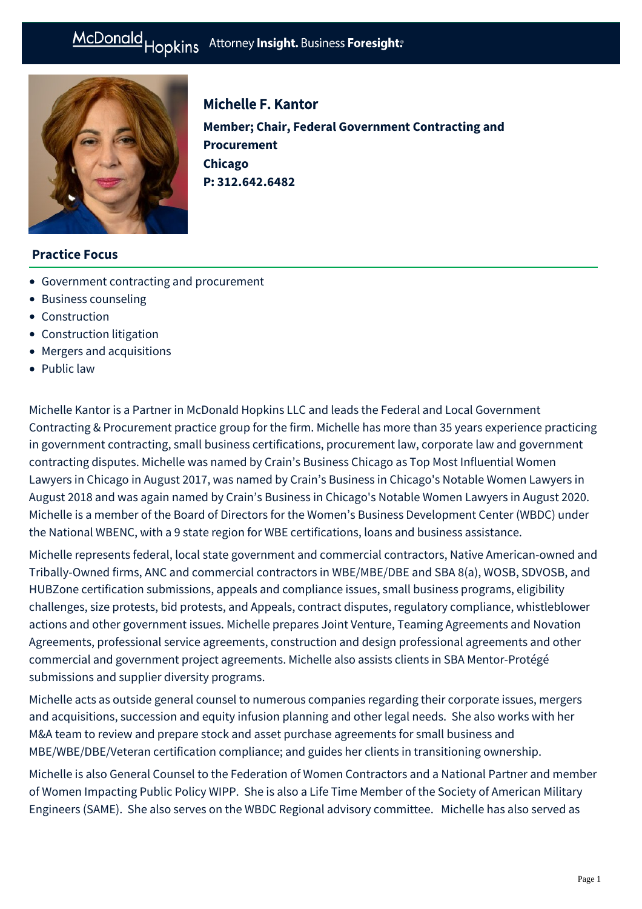McDonald Hopkins Attorney **Insight.** Business **Foresight.**

# Michelle F. Kantor

**Member; Chair, Federal Government Contracting and Procurement**
**Chicago**
**P: 312.642.6482**

## Practice Focus

- Government contracting and procurement
- Business counseling
- Construction
- Construction litigation
- Mergers and acquisitions
- Public law

Michelle Kantor is a Partner in McDonald Hopkins LLC and leads the Federal and Local Government Contracting & Procurement practice group for the firm. Michelle has more than 35 years experience practicing in government contracting, small business certifications, procurement law, corporate law and government contracting disputes. Michelle was named by Crain's Business Chicago as Top Most Influential Women Lawyers in Chicago in August 2017, was named by Crain's Business in Chicago's Notable Women Lawyers in August 2018 and was again named by Crain's Business in Chicago's Notable Women Lawyers in August 2020. Michelle is a member of the Board of Directors for the Women's Business Development Center (WBDC) under the National WBENC, with a 9 state region for WBE certifications, loans and business assistance.

Michelle represents federal, local state government and commercial contractors, Native American-owned and Tribally-Owned firms, ANC and commercial contractors in WBE/MBE/DBE and SBA 8(a), WOSB, SDVOSB, and HUBZone certification submissions, appeals and compliance issues, small business programs, eligibility challenges, size protests, bid protests, and Appeals, contract disputes, regulatory compliance, whistleblower actions and other government issues. Michelle prepares Joint Venture, Teaming Agreements and Novation Agreements, professional service agreements, construction and design professional agreements and other commercial and government project agreements. Michelle also assists clients in SBA Mentor-Protégé submissions and supplier diversity programs.

Michelle acts as outside general counsel to numerous companies regarding their corporate issues, mergers and acquisitions, succession and equity infusion planning and other legal needs. She also works with her M&A team to review and prepare stock and asset purchase agreements for small business and MBE/WBE/DBE/Veteran certification compliance; and guides her clients in transitioning ownership.

Michelle is also General Counsel to the Federation of Women Contractors and a National Partner and member of Women Impacting Public Policy WIPP. She is also a Life Time Member of the Society of American Military Engineers (SAME). She also serves on the WBDC Regional advisory committee. Michelle has also served as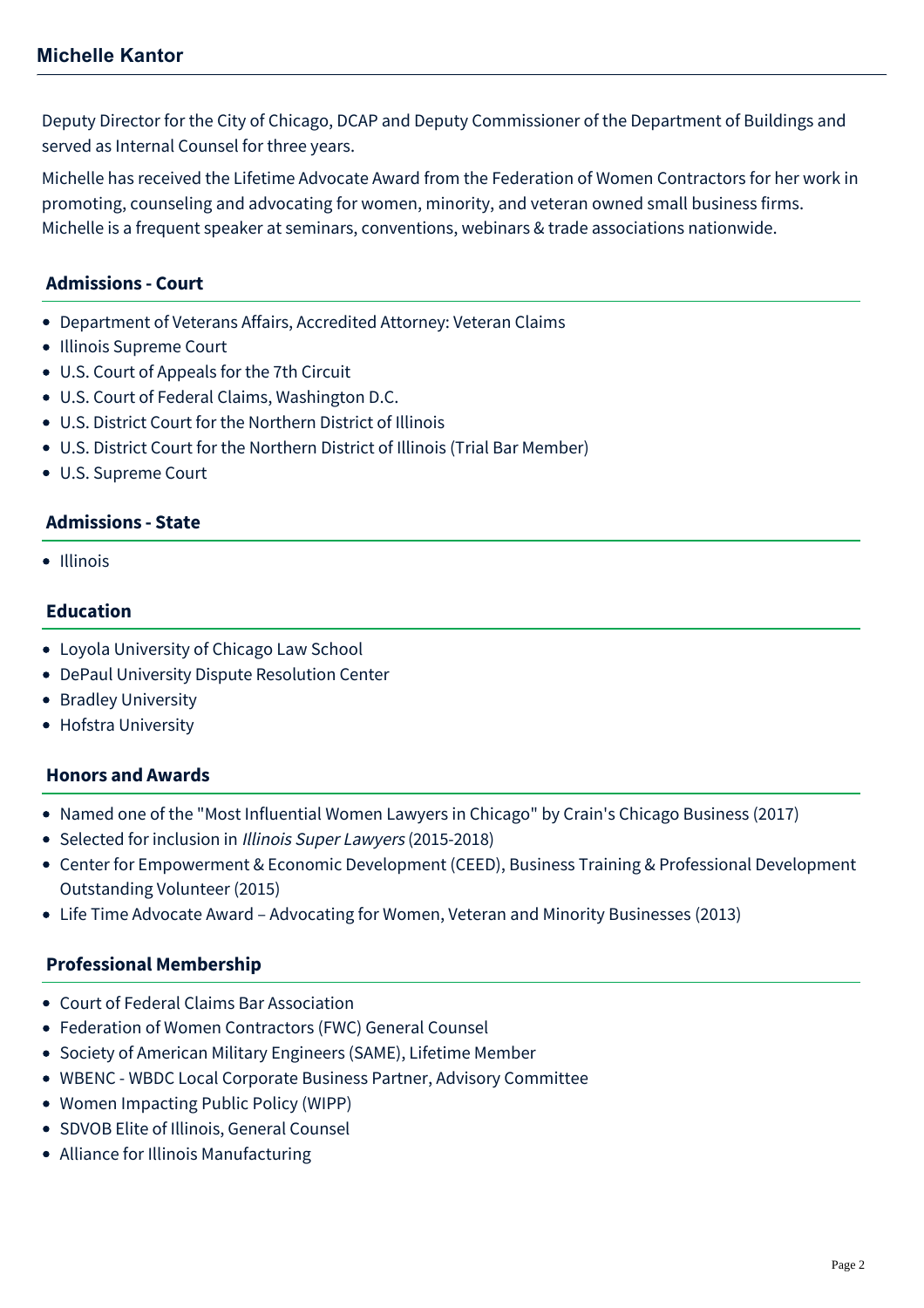Deputy Director for the City of Chicago, DCAP and Deputy Commissioner of the Department of Buildings and served as Internal Counsel for three years.

Michelle has received the Lifetime Advocate Award from the Federation of Women Contractors for her work in promoting, counseling and advocating for women, minority, and veteran owned small business firms. Michelle is a frequent speaker at seminars, conventions, webinars & trade associations nationwide.

## Admissions - Court

- Department of Veterans Affairs, Accredited Attorney: Veteran Claims
- Illinois Supreme Court
- U.S. Court of Appeals for the 7th Circuit
- U.S. Court of Federal Claims, Washington D.C.
- U.S. District Court for the Northern District of Illinois
- U.S. District Court for the Northern District of Illinois (Trial Bar Member)
- U.S. Supreme Court

## Admissions - State

- Illinois

## Education

- Loyola University of Chicago Law School
- DePaul University Dispute Resolution Center
- Bradley University
- Hofstra University

## Honors and Awards

- Named one of the "Most Influential Women Lawyers in Chicago" by Crain's Chicago Business (2017)
- Selected for inclusion in *Illinois Super Lawyers* (2015-2018)
- Center for Empowerment & Economic Development (CEED), Business Training & Professional Development Outstanding Volunteer (2015)
- Life Time Advocate Award – Advocating for Women, Veteran and Minority Businesses (2013)

## Professional Membership

- Court of Federal Claims Bar Association
- Federation of Women Contractors (FWC) General Counsel
- Society of American Military Engineers (SAME), Lifetime Member
- WBENC - WBDC Local Corporate Business Partner, Advisory Committee
- Women Impacting Public Policy (WIPP)
- SDVOB Elite of Illinois, General Counsel
- Alliance for Illinois Manufacturing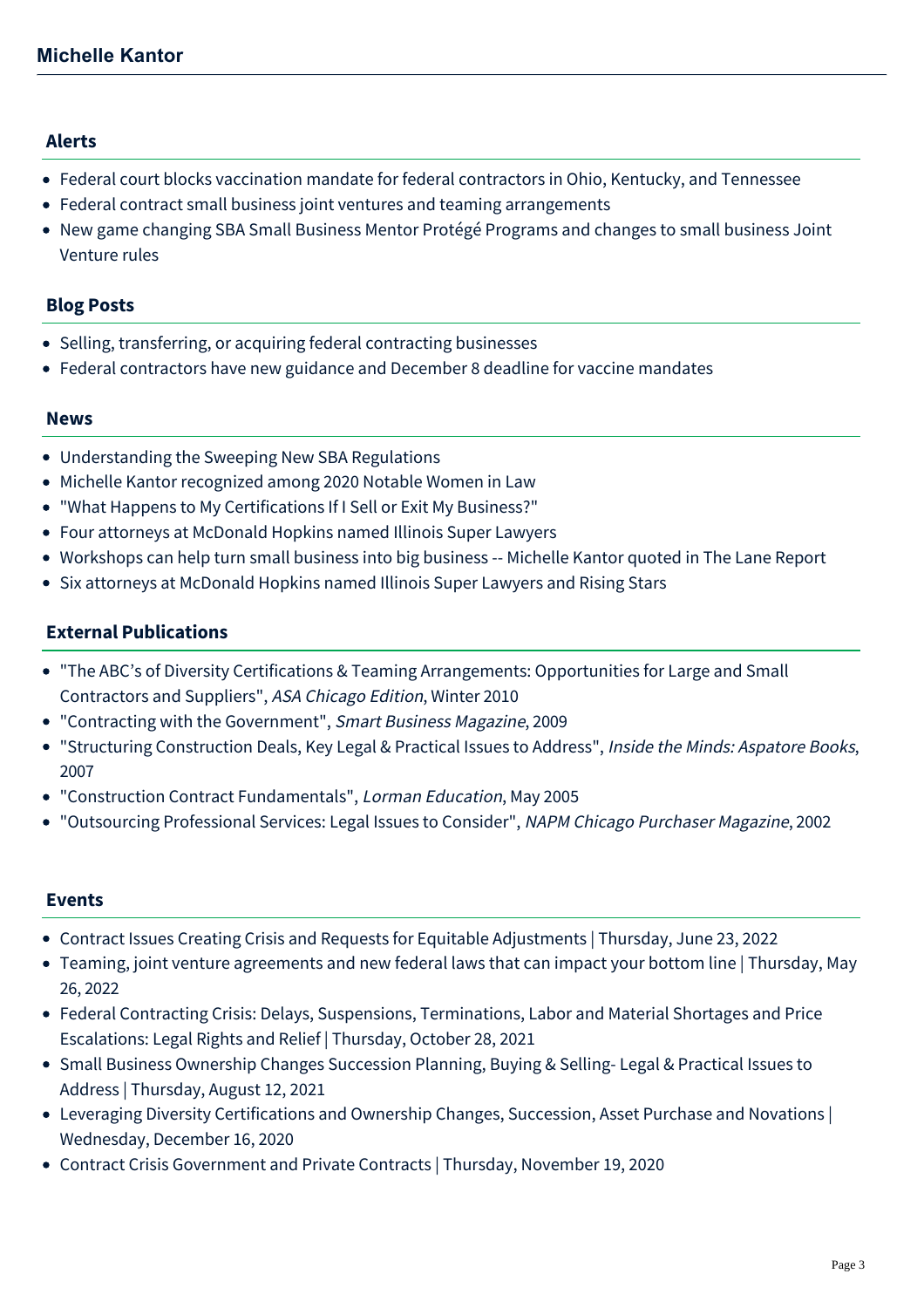## Alerts

- Federal court blocks vaccination mandate for federal contractors in Ohio, Kentucky, and Tennessee
- Federal contract small business joint ventures and teaming arrangements
- New game changing SBA Small Business Mentor Protégé Programs and changes to small business Joint Venture rules

## Blog Posts

- Selling, transferring, or acquiring federal contracting businesses
- Federal contractors have new guidance and December 8 deadline for vaccine mandates

## News

- Understanding the Sweeping New SBA Regulations
- Michelle Kantor recognized among 2020 Notable Women in Law
- "What Happens to My Certifications If I Sell or Exit My Business?"
- Four attorneys at McDonald Hopkins named Illinois Super Lawyers
- Workshops can help turn small business into big business -- Michelle Kantor quoted in The Lane Report
- Six attorneys at McDonald Hopkins named Illinois Super Lawyers and Rising Stars

## External Publications

- "The ABC's of Diversity Certifications & Teaming Arrangements: Opportunities for Large and Small Contractors and Suppliers", *ASA Chicago Edition*, Winter 2010
- "Contracting with the Government", *Smart Business Magazine*, 2009
- "Structuring Construction Deals, Key Legal & Practical Issues to Address", *Inside the Minds: Aspatore Books*, 2007
- "Construction Contract Fundamentals", *Lorman Education*, May 2005
- "Outsourcing Professional Services: Legal Issues to Consider", *NAPM Chicago Purchaser Magazine*, 2002

## Events

- Contract Issues Creating Crisis and Requests for Equitable Adjustments | Thursday, June 23, 2022
- Teaming, joint venture agreements and new federal laws that can impact your bottom line | Thursday, May 26, 2022
- Federal Contracting Crisis: Delays, Suspensions, Terminations, Labor and Material Shortages and Price Escalations: Legal Rights and Relief | Thursday, October 28, 2021
- Small Business Ownership Changes Succession Planning, Buying & Selling- Legal & Practical Issues to Address | Thursday, August 12, 2021
- Leveraging Diversity Certifications and Ownership Changes, Succession, Asset Purchase and Novations | Wednesday, December 16, 2020
- Contract Crisis Government and Private Contracts | Thursday, November 19, 2020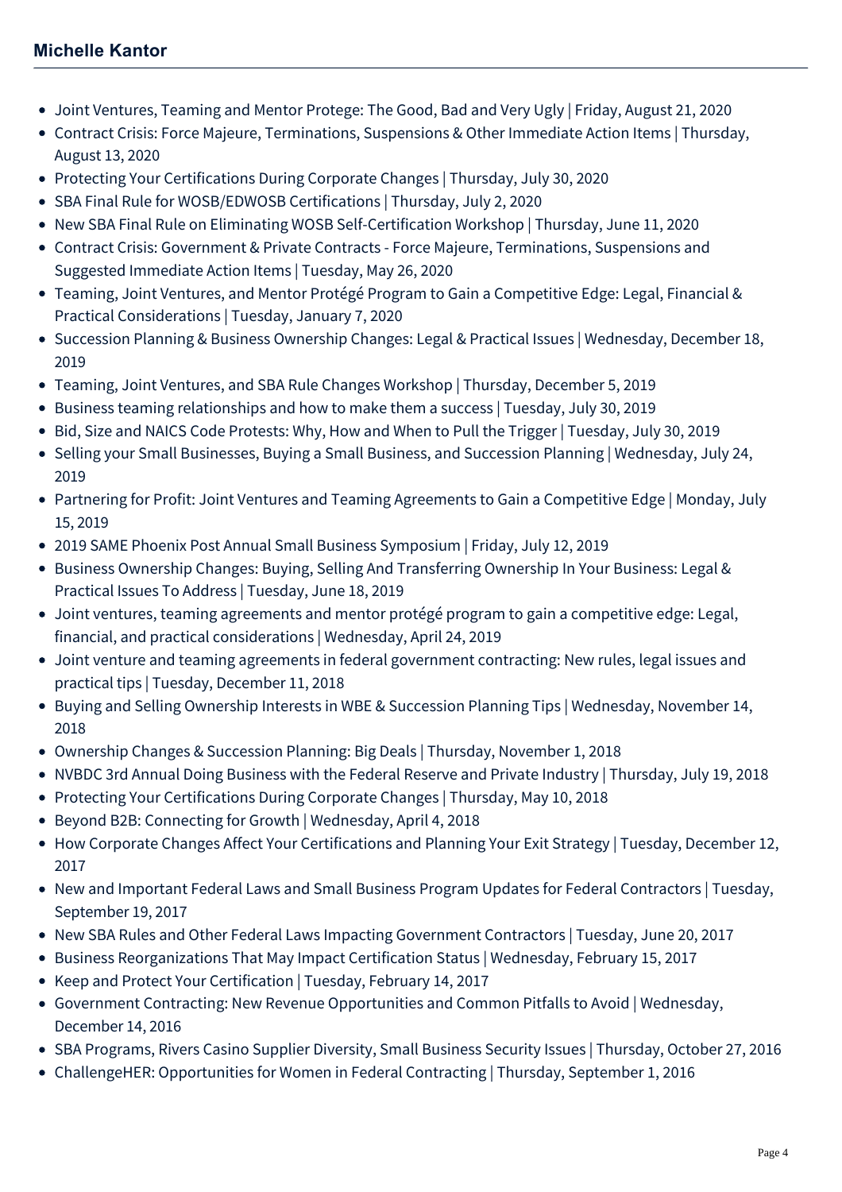- Joint Ventures, Teaming and Mentor Protege: The Good, Bad and Very Ugly | Friday, August 21, 2020
- Contract Crisis: Force Majeure, Terminations, Suspensions & Other Immediate Action Items | Thursday, August 13, 2020
- Protecting Your Certifications During Corporate Changes | Thursday, July 30, 2020
- SBA Final Rule for WOSB/EDWOSB Certifications | Thursday, July 2, 2020
- New SBA Final Rule on Eliminating WOSB Self-Certification Workshop | Thursday, June 11, 2020
- Contract Crisis: Government & Private Contracts - Force Majeure, Terminations, Suspensions and Suggested Immediate Action Items | Tuesday, May 26, 2020
- Teaming, Joint Ventures, and Mentor Protégé Program to Gain a Competitive Edge: Legal, Financial & Practical Considerations | Tuesday, January 7, 2020
- Succession Planning & Business Ownership Changes: Legal & Practical Issues | Wednesday, December 18, 2019
- Teaming, Joint Ventures, and SBA Rule Changes Workshop | Thursday, December 5, 2019
- Business teaming relationships and how to make them a success | Tuesday, July 30, 2019
- Bid, Size and NAICS Code Protests: Why, How and When to Pull the Trigger | Tuesday, July 30, 2019
- Selling your Small Businesses, Buying a Small Business, and Succession Planning | Wednesday, July 24, 2019
- Partnering for Profit: Joint Ventures and Teaming Agreements to Gain a Competitive Edge | Monday, July 15, 2019
- 2019 SAME Phoenix Post Annual Small Business Symposium | Friday, July 12, 2019
- Business Ownership Changes: Buying, Selling And Transferring Ownership In Your Business: Legal & Practical Issues To Address | Tuesday, June 18, 2019
- Joint ventures, teaming agreements and mentor protégé program to gain a competitive edge: Legal, financial, and practical considerations | Wednesday, April 24, 2019
- Joint venture and teaming agreements in federal government contracting: New rules, legal issues and practical tips | Tuesday, December 11, 2018
- Buying and Selling Ownership Interests in WBE & Succession Planning Tips | Wednesday, November 14, 2018
- Ownership Changes & Succession Planning: Big Deals | Thursday, November 1, 2018
- NVBDC 3rd Annual Doing Business with the Federal Reserve and Private Industry | Thursday, July 19, 2018
- Protecting Your Certifications During Corporate Changes | Thursday, May 10, 2018
- Beyond B2B: Connecting for Growth | Wednesday, April 4, 2018
- How Corporate Changes Affect Your Certifications and Planning Your Exit Strategy | Tuesday, December 12, 2017
- New and Important Federal Laws and Small Business Program Updates for Federal Contractors | Tuesday, September 19, 2017
- New SBA Rules and Other Federal Laws Impacting Government Contractors | Tuesday, June 20, 2017
- Business Reorganizations That May Impact Certification Status | Wednesday, February 15, 2017
- Keep and Protect Your Certification | Tuesday, February 14, 2017
- Government Contracting: New Revenue Opportunities and Common Pitfalls to Avoid | Wednesday, December 14, 2016
- SBA Programs, Rivers Casino Supplier Diversity, Small Business Security Issues | Thursday, October 27, 2016
- ChallengeHER: Opportunities for Women in Federal Contracting | Thursday, September 1, 2016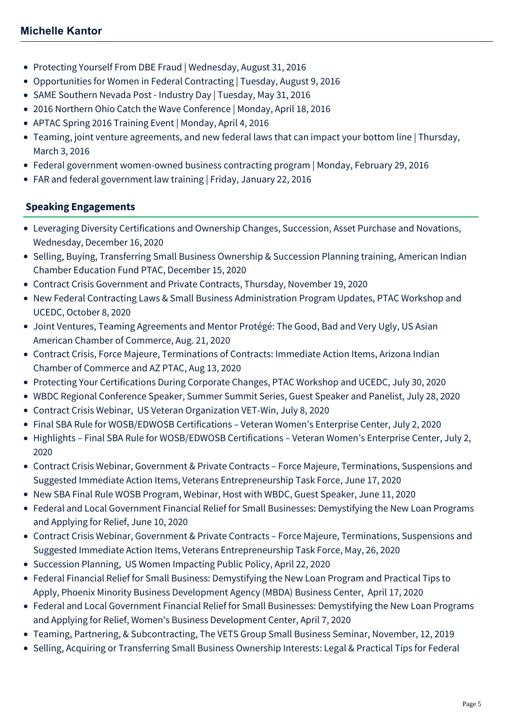- Protecting Yourself From DBE Fraud | Wednesday, August 31, 2016
- Opportunities for Women in Federal Contracting | Tuesday, August 9, 2016
- SAME Southern Nevada Post - Industry Day | Tuesday, May 31, 2016
- 2016 Northern Ohio Catch the Wave Conference | Monday, April 18, 2016
- APTAC Spring 2016 Training Event | Monday, April 4, 2016
- Teaming, joint venture agreements, and new federal laws that can impact your bottom line | Thursday, March 3, 2016
- Federal government women-owned business contracting program | Monday, February 29, 2016
- FAR and federal government law training | Friday, January 22, 2016

## Speaking Engagements

- Leveraging Diversity Certifications and Ownership Changes, Succession, Asset Purchase and Novations, Wednesday, December 16, 2020
- Selling, Buying, Transferring Small Business Ownership & Succession Planning training, American Indian Chamber Education Fund PTAC, December 15, 2020
- Contract Crisis Government and Private Contracts, Thursday, November 19, 2020
- New Federal Contracting Laws & Small Business Administration Program Updates, PTAC Workshop and UCEDC, October 8, 2020
- Joint Ventures, Teaming Agreements and Mentor Protégé: The Good, Bad and Very Ugly, US Asian American Chamber of Commerce, Aug. 21, 2020
- Contract Crisis, Force Majeure, Terminations of Contracts: Immediate Action Items, Arizona Indian Chamber of Commerce and AZ PTAC, Aug 13, 2020
- Protecting Your Certifications During Corporate Changes, PTAC Workshop and UCEDC, July 30, 2020
- WBDC Regional Conference Speaker, Summer Summit Series, Guest Speaker and Panelist, July 28, 2020
- Contract Crisis Webinar, US Veteran Organization VET-Win, July 8, 2020
- Final SBA Rule for WOSB/EDWOSB Certifications – Veteran Women's Enterprise Center, July 2, 2020
- Highlights – Final SBA Rule for WOSB/EDWOSB Certifications – Veteran Women's Enterprise Center, July 2, 2020
- Contract Crisis Webinar, Government & Private Contracts – Force Majeure, Terminations, Suspensions and Suggested Immediate Action Items, Veterans Entrepreneurship Task Force, June 17, 2020
- New SBA Final Rule WOSB Program, Webinar, Host with WBDC, Guest Speaker, June 11, 2020
- Federal and Local Government Financial Relief for Small Businesses: Demystifying the New Loan Programs and Applying for Relief, June 10, 2020
- Contract Crisis Webinar, Government & Private Contracts – Force Majeure, Terminations, Suspensions and Suggested Immediate Action Items, Veterans Entrepreneurship Task Force, May, 26, 2020
- Succession Planning, US Women Impacting Public Policy, April 22, 2020
- Federal Financial Relief for Small Business: Demystifying the New Loan Program and Practical Tips to Apply, Phoenix Minority Business Development Agency (MBDA) Business Center, April 17, 2020
- Federal and Local Government Financial Relief for Small Businesses: Demystifying the New Loan Programs and Applying for Relief, Women's Business Development Center, April 7, 2020
- Teaming, Partnering, & Subcontracting, The VETS Group Small Business Seminar, November, 12, 2019
- Selling, Acquiring or Transferring Small Business Ownership Interests: Legal & Practical Tips for Federal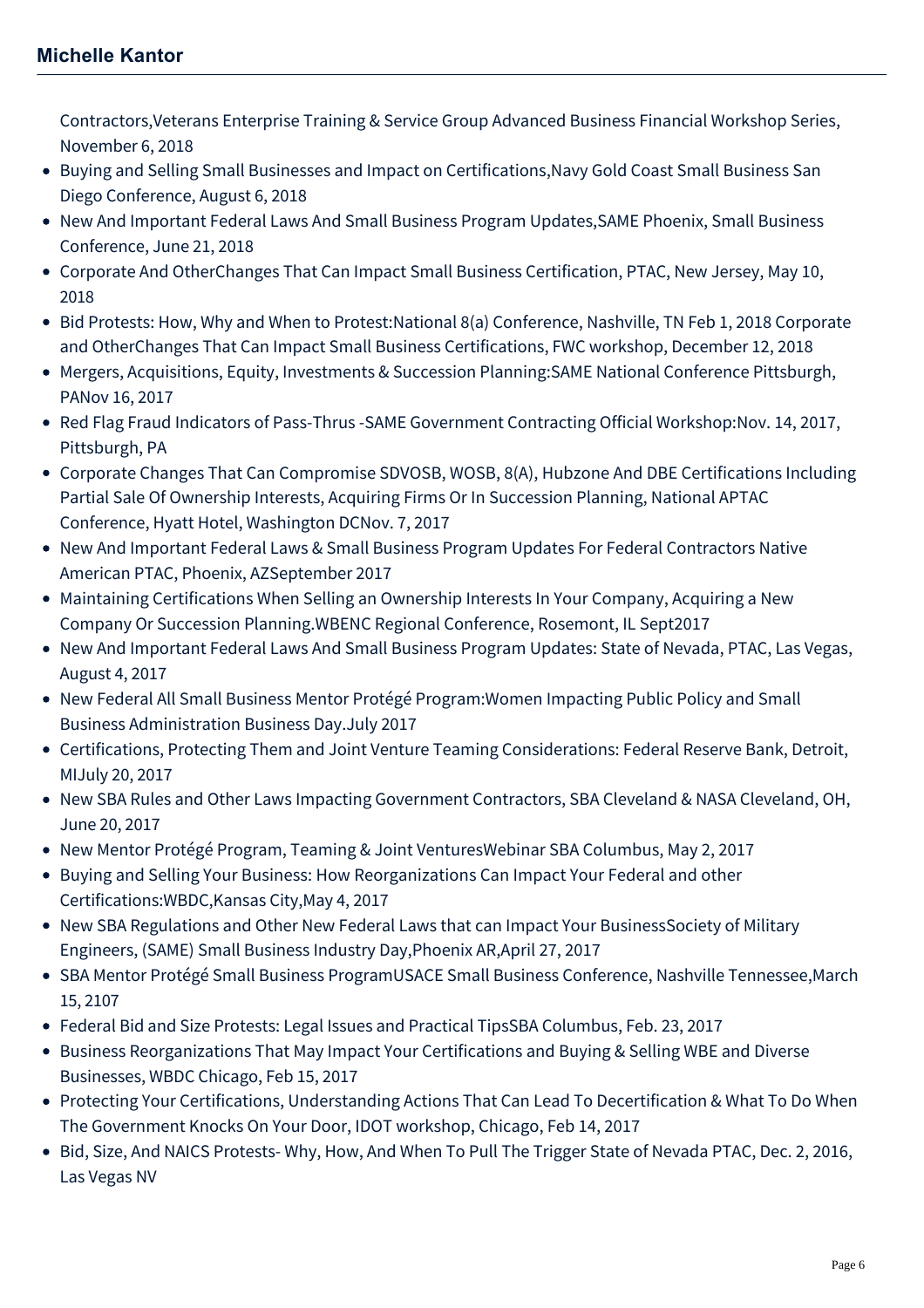Contractors,Veterans Enterprise Training & Service Group Advanced Business Financial Workshop Series, November 6, 2018

- Buying and Selling Small Businesses and Impact on Certifications,Navy Gold Coast Small Business San Diego Conference, August 6, 2018
- New And Important Federal Laws And Small Business Program Updates,SAME Phoenix, Small Business Conference, June 21, 2018
- Corporate And OtherChanges That Can Impact Small Business Certification, PTAC, New Jersey, May 10, 2018
- Bid Protests: How, Why and When to Protest:National 8(a) Conference, Nashville, TN Feb 1, 2018 Corporate and OtherChanges That Can Impact Small Business Certifications, FWC workshop, December 12, 2018
- Mergers, Acquisitions, Equity, Investments & Succession Planning:SAME National Conference Pittsburgh, PANov 16, 2017
- Red Flag Fraud Indicators of Pass-Thrus -SAME Government Contracting Official Workshop:Nov. 14, 2017, Pittsburgh, PA
- Corporate Changes That Can Compromise SDVOSB, WOSB, 8(A), Hubzone And DBE Certifications Including Partial Sale Of Ownership Interests, Acquiring Firms Or In Succession Planning, National APTAC Conference, Hyatt Hotel, Washington DCNov. 7, 2017
- New And Important Federal Laws & Small Business Program Updates For Federal Contractors Native American PTAC, Phoenix, AZSeptember 2017
- Maintaining Certifications When Selling an Ownership Interests In Your Company, Acquiring a New Company Or Succession Planning.WBENC Regional Conference, Rosemont, IL Sept2017
- New And Important Federal Laws And Small Business Program Updates: State of Nevada, PTAC, Las Vegas, August 4, 2017
- New Federal All Small Business Mentor Protégé Program:Women Impacting Public Policy and Small Business Administration Business Day.July 2017
- Certifications, Protecting Them and Joint Venture Teaming Considerations: Federal Reserve Bank, Detroit, MIJuly 20, 2017
- New SBA Rules and Other Laws Impacting Government Contractors, SBA Cleveland & NASA Cleveland, OH, June 20, 2017
- New Mentor Protégé Program, Teaming & Joint VenturesWebinar SBA Columbus, May 2, 2017
- Buying and Selling Your Business: How Reorganizations Can Impact Your Federal and other Certifications:WBDC,Kansas City,May 4, 2017
- New SBA Regulations and Other New Federal Laws that can Impact Your BusinessSociety of Military Engineers, (SAME) Small Business Industry Day,Phoenix AR,April 27, 2017
- SBA Mentor Protégé Small Business ProgramUSACE Small Business Conference, Nashville Tennessee,March 15, 2107
- Federal Bid and Size Protests: Legal Issues and Practical TipsSBA Columbus, Feb. 23, 2017
- Business Reorganizations That May Impact Your Certifications and Buying & Selling WBE and Diverse Businesses, WBDC Chicago, Feb 15, 2017
- Protecting Your Certifications, Understanding Actions That Can Lead To Decertification & What To Do When The Government Knocks On Your Door, IDOT workshop, Chicago, Feb 14, 2017
- Bid, Size, And NAICS Protests- Why, How, And When To Pull The Trigger State of Nevada PTAC, Dec. 2, 2016, Las Vegas NV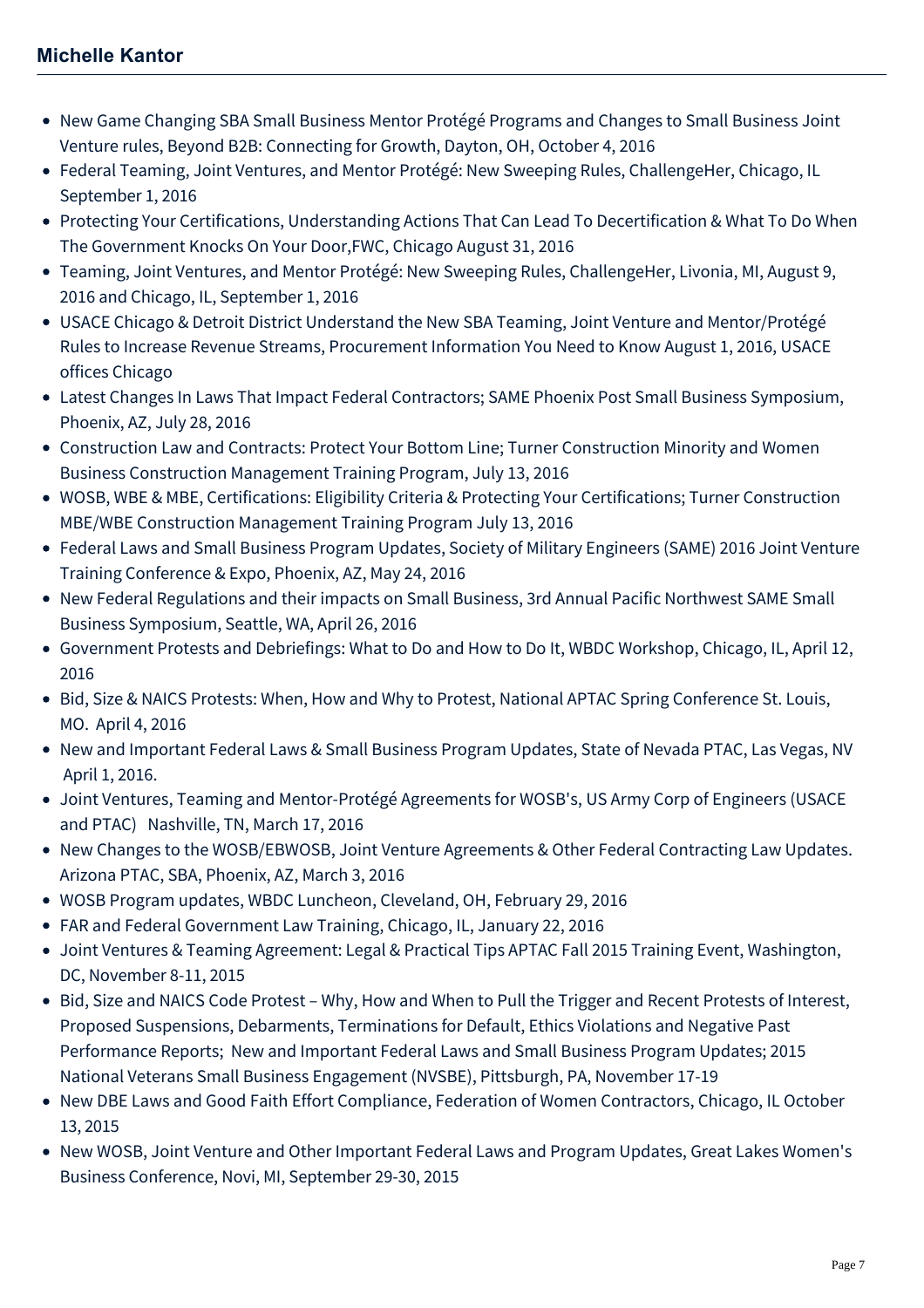- New Game Changing SBA Small Business Mentor Protégé Programs and Changes to Small Business Joint Venture rules, Beyond B2B: Connecting for Growth, Dayton, OH, October 4, 2016
- Federal Teaming, Joint Ventures, and Mentor Protégé: New Sweeping Rules, ChallengeHer, Chicago, IL September 1, 2016
- Protecting Your Certifications, Understanding Actions That Can Lead To Decertification & What To Do When The Government Knocks On Your Door,FWC, Chicago August 31, 2016
- Teaming, Joint Ventures, and Mentor Protégé: New Sweeping Rules, ChallengeHer, Livonia, MI, August 9, 2016 and Chicago, IL, September 1, 2016
- USACE Chicago & Detroit District Understand the New SBA Teaming, Joint Venture and Mentor/Protégé Rules to Increase Revenue Streams, Procurement Information You Need to Know August 1, 2016, USACE offices Chicago
- Latest Changes In Laws That Impact Federal Contractors; SAME Phoenix Post Small Business Symposium, Phoenix, AZ, July 28, 2016
- Construction Law and Contracts: Protect Your Bottom Line; Turner Construction Minority and Women Business Construction Management Training Program, July 13, 2016
- WOSB, WBE & MBE, Certifications: Eligibility Criteria & Protecting Your Certifications; Turner Construction MBE/WBE Construction Management Training Program July 13, 2016
- Federal Laws and Small Business Program Updates, Society of Military Engineers (SAME) 2016 Joint Venture Training Conference & Expo, Phoenix, AZ, May 24, 2016
- New Federal Regulations and their impacts on Small Business, 3rd Annual Pacific Northwest SAME Small Business Symposium, Seattle, WA, April 26, 2016
- Government Protests and Debriefings: What to Do and How to Do It, WBDC Workshop, Chicago, IL, April 12, 2016
- Bid, Size & NAICS Protests: When, How and Why to Protest, National APTAC Spring Conference St. Louis, MO. April 4, 2016
- New and Important Federal Laws & Small Business Program Updates, State of Nevada PTAC, Las Vegas, NV April 1, 2016.
- Joint Ventures, Teaming and Mentor-Protégé Agreements for WOSB's, US Army Corp of Engineers (USACE and PTAC) Nashville, TN, March 17, 2016
- New Changes to the WOSB/EBWOSB, Joint Venture Agreements & Other Federal Contracting Law Updates. Arizona PTAC, SBA, Phoenix, AZ, March 3, 2016
- WOSB Program updates, WBDC Luncheon, Cleveland, OH, February 29, 2016
- FAR and Federal Government Law Training, Chicago, IL, January 22, 2016
- Joint Ventures & Teaming Agreement: Legal & Practical Tips APTAC Fall 2015 Training Event, Washington, DC, November 8-11, 2015
- Bid, Size and NAICS Code Protest – Why, How and When to Pull the Trigger and Recent Protests of Interest, Proposed Suspensions, Debarments, Terminations for Default, Ethics Violations and Negative Past Performance Reports; New and Important Federal Laws and Small Business Program Updates; 2015 National Veterans Small Business Engagement (NVSBE), Pittsburgh, PA, November 17-19
- New DBE Laws and Good Faith Effort Compliance, Federation of Women Contractors, Chicago, IL October 13, 2015
- New WOSB, Joint Venture and Other Important Federal Laws and Program Updates, Great Lakes Women's Business Conference, Novi, MI, September 29-30, 2015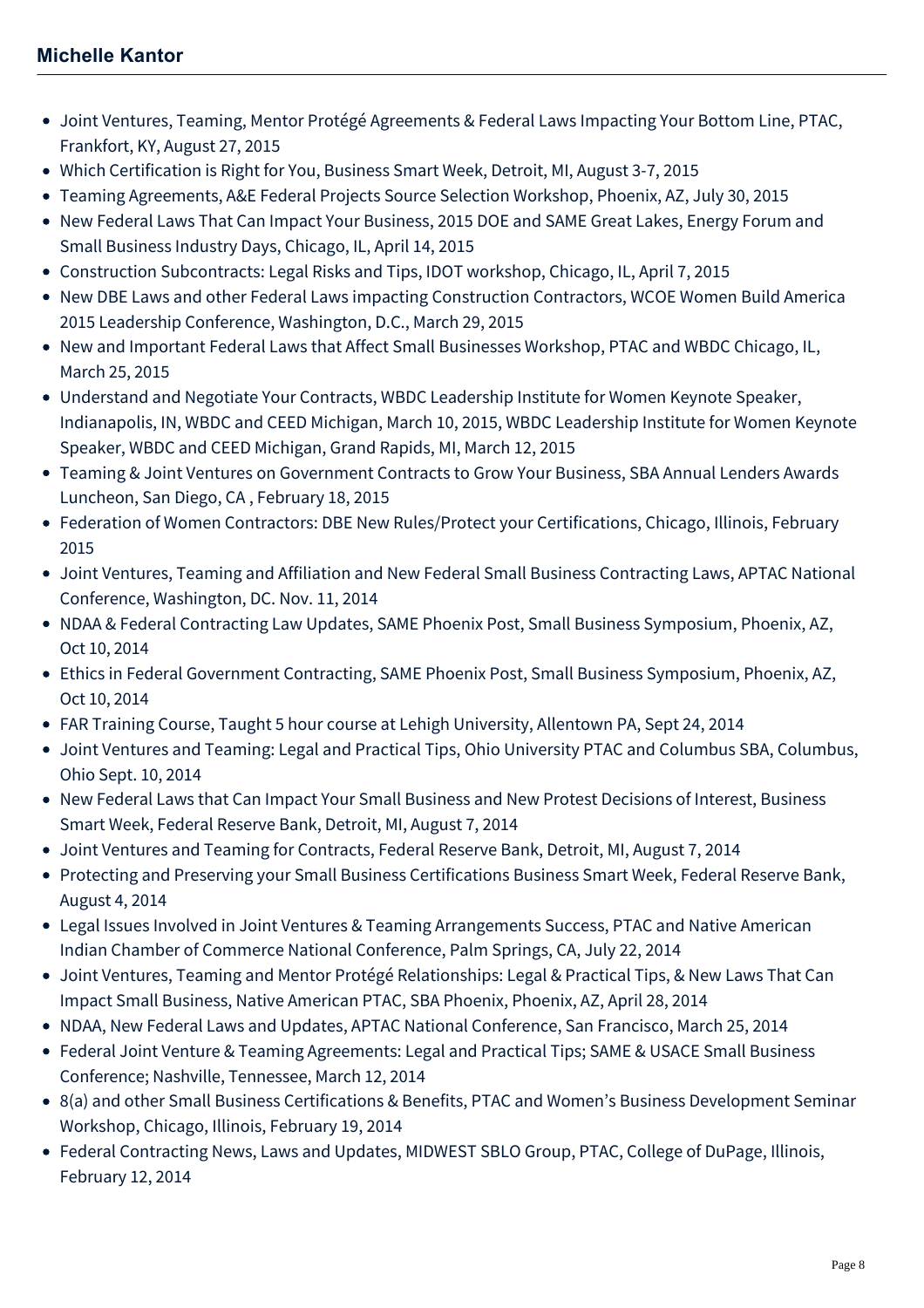- Joint Ventures, Teaming, Mentor Protégé Agreements & Federal Laws Impacting Your Bottom Line, PTAC, Frankfort, KY, August 27, 2015
- Which Certification is Right for You, Business Smart Week, Detroit, MI, August 3-7, 2015
- Teaming Agreements, A&E Federal Projects Source Selection Workshop, Phoenix, AZ, July 30, 2015
- New Federal Laws That Can Impact Your Business, 2015 DOE and SAME Great Lakes, Energy Forum and Small Business Industry Days, Chicago, IL, April 14, 2015
- Construction Subcontracts: Legal Risks and Tips, IDOT workshop, Chicago, IL, April 7, 2015
- New DBE Laws and other Federal Laws impacting Construction Contractors, WCOE Women Build America 2015 Leadership Conference, Washington, D.C., March 29, 2015
- New and Important Federal Laws that Affect Small Businesses Workshop, PTAC and WBDC Chicago, IL, March 25, 2015
- Understand and Negotiate Your Contracts, WBDC Leadership Institute for Women Keynote Speaker, Indianapolis, IN, WBDC and CEED Michigan, March 10, 2015, WBDC Leadership Institute for Women Keynote Speaker, WBDC and CEED Michigan, Grand Rapids, MI, March 12, 2015
- Teaming & Joint Ventures on Government Contracts to Grow Your Business, SBA Annual Lenders Awards Luncheon, San Diego, CA , February 18, 2015
- Federation of Women Contractors: DBE New Rules/Protect your Certifications, Chicago, Illinois, February 2015
- Joint Ventures, Teaming and Affiliation and New Federal Small Business Contracting Laws, APTAC National Conference, Washington, DC. Nov. 11, 2014
- NDAA & Federal Contracting Law Updates, SAME Phoenix Post, Small Business Symposium, Phoenix, AZ, Oct 10, 2014
- Ethics in Federal Government Contracting, SAME Phoenix Post, Small Business Symposium, Phoenix, AZ, Oct 10, 2014
- FAR Training Course, Taught 5 hour course at Lehigh University, Allentown PA, Sept 24, 2014
- Joint Ventures and Teaming: Legal and Practical Tips, Ohio University PTAC and Columbus SBA, Columbus, Ohio Sept. 10, 2014
- New Federal Laws that Can Impact Your Small Business and New Protest Decisions of Interest, Business Smart Week, Federal Reserve Bank, Detroit, MI, August 7, 2014
- Joint Ventures and Teaming for Contracts, Federal Reserve Bank, Detroit, MI, August 7, 2014
- Protecting and Preserving your Small Business Certifications Business Smart Week, Federal Reserve Bank, August 4, 2014
- Legal Issues Involved in Joint Ventures & Teaming Arrangements Success, PTAC and Native American Indian Chamber of Commerce National Conference, Palm Springs, CA, July 22, 2014
- Joint Ventures, Teaming and Mentor Protégé Relationships: Legal & Practical Tips, & New Laws That Can Impact Small Business, Native American PTAC, SBA Phoenix, Phoenix, AZ, April 28, 2014
- NDAA, New Federal Laws and Updates, APTAC National Conference, San Francisco, March 25, 2014
- Federal Joint Venture & Teaming Agreements: Legal and Practical Tips; SAME & USACE Small Business Conference; Nashville, Tennessee, March 12, 2014
- 8(a) and other Small Business Certifications & Benefits, PTAC and Women's Business Development Seminar Workshop, Chicago, Illinois, February 19, 2014
- Federal Contracting News, Laws and Updates, MIDWEST SBLO Group, PTAC, College of DuPage, Illinois, February 12, 2014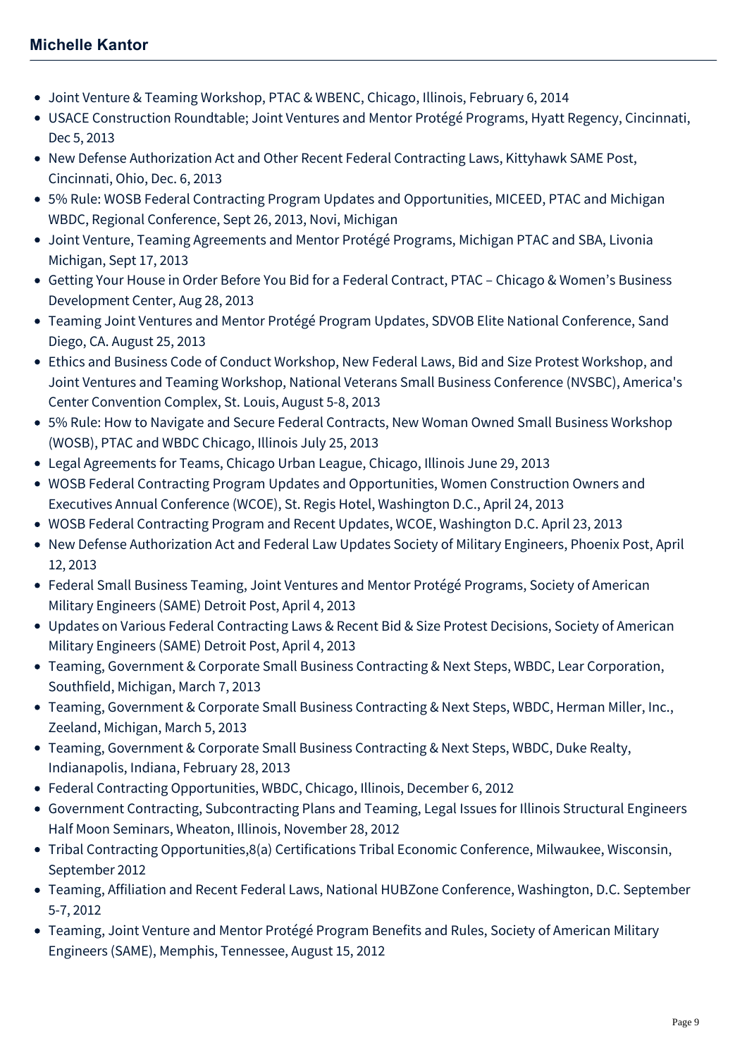- Joint Venture & Teaming Workshop, PTAC & WBENC, Chicago, Illinois, February 6, 2014
- USACE Construction Roundtable; Joint Ventures and Mentor Protégé Programs, Hyatt Regency, Cincinnati, Dec 5, 2013
- New Defense Authorization Act and Other Recent Federal Contracting Laws, Kittyhawk SAME Post, Cincinnati, Ohio, Dec. 6, 2013
- 5% Rule: WOSB Federal Contracting Program Updates and Opportunities, MICEED, PTAC and Michigan WBDC, Regional Conference, Sept 26, 2013, Novi, Michigan
- Joint Venture, Teaming Agreements and Mentor Protégé Programs, Michigan PTAC and SBA, Livonia Michigan, Sept 17, 2013
- Getting Your House in Order Before You Bid for a Federal Contract, PTAC – Chicago & Women's Business Development Center, Aug 28, 2013
- Teaming Joint Ventures and Mentor Protégé Program Updates, SDVOB Elite National Conference, Sand Diego, CA. August 25, 2013
- Ethics and Business Code of Conduct Workshop, New Federal Laws, Bid and Size Protest Workshop, and Joint Ventures and Teaming Workshop, National Veterans Small Business Conference (NVSBC), America's Center Convention Complex, St. Louis, August 5-8, 2013
- 5% Rule: How to Navigate and Secure Federal Contracts, New Woman Owned Small Business Workshop (WOSB), PTAC and WBDC Chicago, Illinois July 25, 2013
- Legal Agreements for Teams, Chicago Urban League, Chicago, Illinois June 29, 2013
- WOSB Federal Contracting Program Updates and Opportunities, Women Construction Owners and Executives Annual Conference (WCOE), St. Regis Hotel, Washington D.C., April 24, 2013
- WOSB Federal Contracting Program and Recent Updates, WCOE, Washington D.C. April 23, 2013
- New Defense Authorization Act and Federal Law Updates Society of Military Engineers, Phoenix Post, April 12, 2013
- Federal Small Business Teaming, Joint Ventures and Mentor Protégé Programs, Society of American Military Engineers (SAME) Detroit Post, April 4, 2013
- Updates on Various Federal Contracting Laws & Recent Bid & Size Protest Decisions, Society of American Military Engineers (SAME) Detroit Post, April 4, 2013
- Teaming, Government & Corporate Small Business Contracting & Next Steps, WBDC, Lear Corporation, Southfield, Michigan, March 7, 2013
- Teaming, Government & Corporate Small Business Contracting & Next Steps, WBDC, Herman Miller, Inc., Zeeland, Michigan, March 5, 2013
- Teaming, Government & Corporate Small Business Contracting & Next Steps, WBDC, Duke Realty, Indianapolis, Indiana, February 28, 2013
- Federal Contracting Opportunities, WBDC, Chicago, Illinois, December 6, 2012
- Government Contracting, Subcontracting Plans and Teaming, Legal Issues for Illinois Structural Engineers Half Moon Seminars, Wheaton, Illinois, November 28, 2012
- Tribal Contracting Opportunities,8(a) Certifications Tribal Economic Conference, Milwaukee, Wisconsin, September 2012
- Teaming, Affiliation and Recent Federal Laws, National HUBZone Conference, Washington, D.C. September 5-7, 2012
- Teaming, Joint Venture and Mentor Protégé Program Benefits and Rules, Society of American Military Engineers (SAME), Memphis, Tennessee, August 15, 2012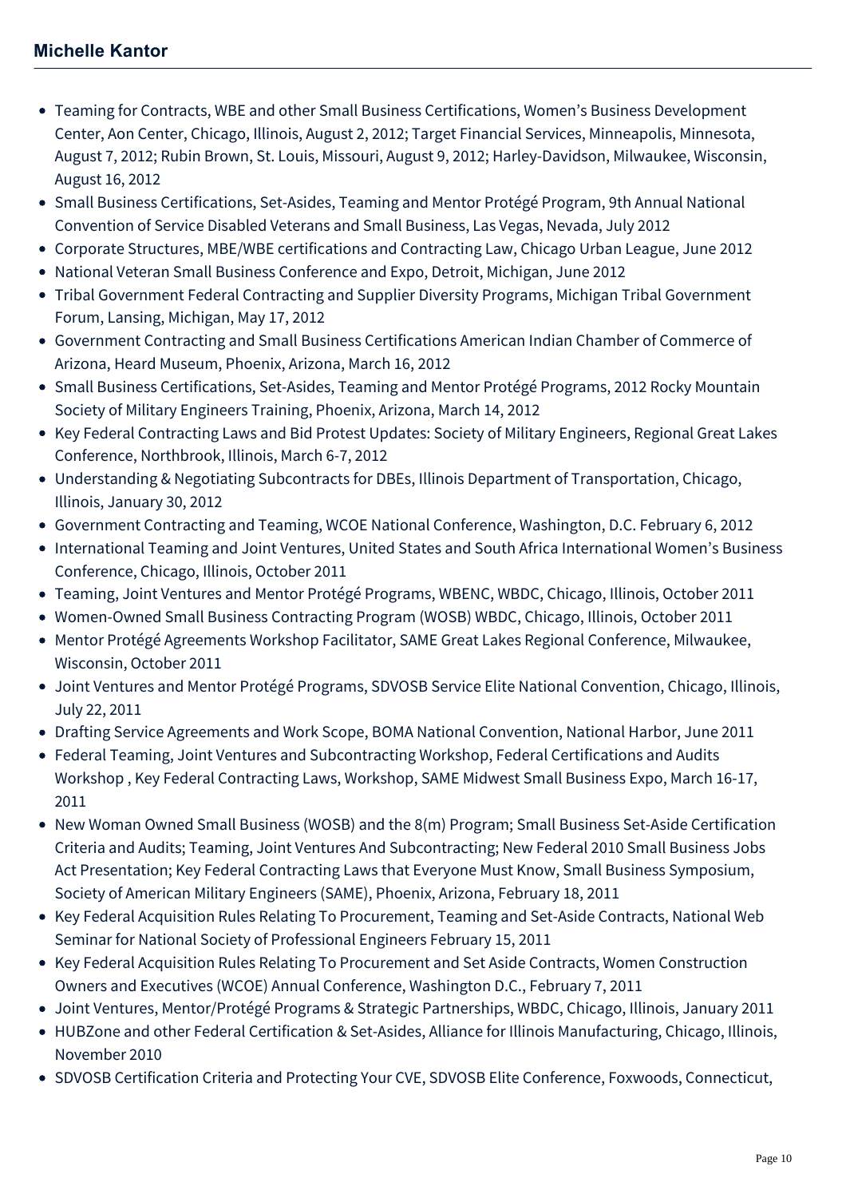- Teaming for Contracts, WBE and other Small Business Certifications, Women's Business Development Center, Aon Center, Chicago, Illinois, August 2, 2012; Target Financial Services, Minneapolis, Minnesota, August 7, 2012; Rubin Brown, St. Louis, Missouri, August 9, 2012; Harley-Davidson, Milwaukee, Wisconsin, August 16, 2012
- Small Business Certifications, Set-Asides, Teaming and Mentor Protégé Program, 9th Annual National Convention of Service Disabled Veterans and Small Business, Las Vegas, Nevada, July 2012
- Corporate Structures, MBE/WBE certifications and Contracting Law, Chicago Urban League, June 2012
- National Veteran Small Business Conference and Expo, Detroit, Michigan, June 2012
- Tribal Government Federal Contracting and Supplier Diversity Programs, Michigan Tribal Government Forum, Lansing, Michigan, May 17, 2012
- Government Contracting and Small Business Certifications American Indian Chamber of Commerce of Arizona, Heard Museum, Phoenix, Arizona, March 16, 2012
- Small Business Certifications, Set-Asides, Teaming and Mentor Protégé Programs, 2012 Rocky Mountain Society of Military Engineers Training, Phoenix, Arizona, March 14, 2012
- Key Federal Contracting Laws and Bid Protest Updates: Society of Military Engineers, Regional Great Lakes Conference, Northbrook, Illinois, March 6-7, 2012
- Understanding & Negotiating Subcontracts for DBEs, Illinois Department of Transportation, Chicago, Illinois, January 30, 2012
- Government Contracting and Teaming, WCOE National Conference, Washington, D.C. February 6, 2012
- International Teaming and Joint Ventures, United States and South Africa International Women's Business Conference, Chicago, Illinois, October 2011
- Teaming, Joint Ventures and Mentor Protégé Programs, WBENC, WBDC, Chicago, Illinois, October 2011
- Women-Owned Small Business Contracting Program (WOSB) WBDC, Chicago, Illinois, October 2011
- Mentor Protégé Agreements Workshop Facilitator, SAME Great Lakes Regional Conference, Milwaukee, Wisconsin, October 2011
- Joint Ventures and Mentor Protégé Programs, SDVOSB Service Elite National Convention, Chicago, Illinois, July 22, 2011
- Drafting Service Agreements and Work Scope, BOMA National Convention, National Harbor, June 2011
- Federal Teaming, Joint Ventures and Subcontracting Workshop, Federal Certifications and Audits Workshop , Key Federal Contracting Laws, Workshop, SAME Midwest Small Business Expo, March 16-17, 2011
- New Woman Owned Small Business (WOSB) and the 8(m) Program; Small Business Set-Aside Certification Criteria and Audits; Teaming, Joint Ventures And Subcontracting; New Federal 2010 Small Business Jobs Act Presentation; Key Federal Contracting Laws that Everyone Must Know, Small Business Symposium, Society of American Military Engineers (SAME), Phoenix, Arizona, February 18, 2011
- Key Federal Acquisition Rules Relating To Procurement, Teaming and Set-Aside Contracts, National Web Seminar for National Society of Professional Engineers February 15, 2011
- Key Federal Acquisition Rules Relating To Procurement and Set Aside Contracts, Women Construction Owners and Executives (WCOE) Annual Conference, Washington D.C., February 7, 2011
- Joint Ventures, Mentor/Protégé Programs & Strategic Partnerships, WBDC, Chicago, Illinois, January 2011
- HUBZone and other Federal Certification & Set-Asides, Alliance for Illinois Manufacturing, Chicago, Illinois, November 2010
- SDVOSB Certification Criteria and Protecting Your CVE, SDVOSB Elite Conference, Foxwoods, Connecticut,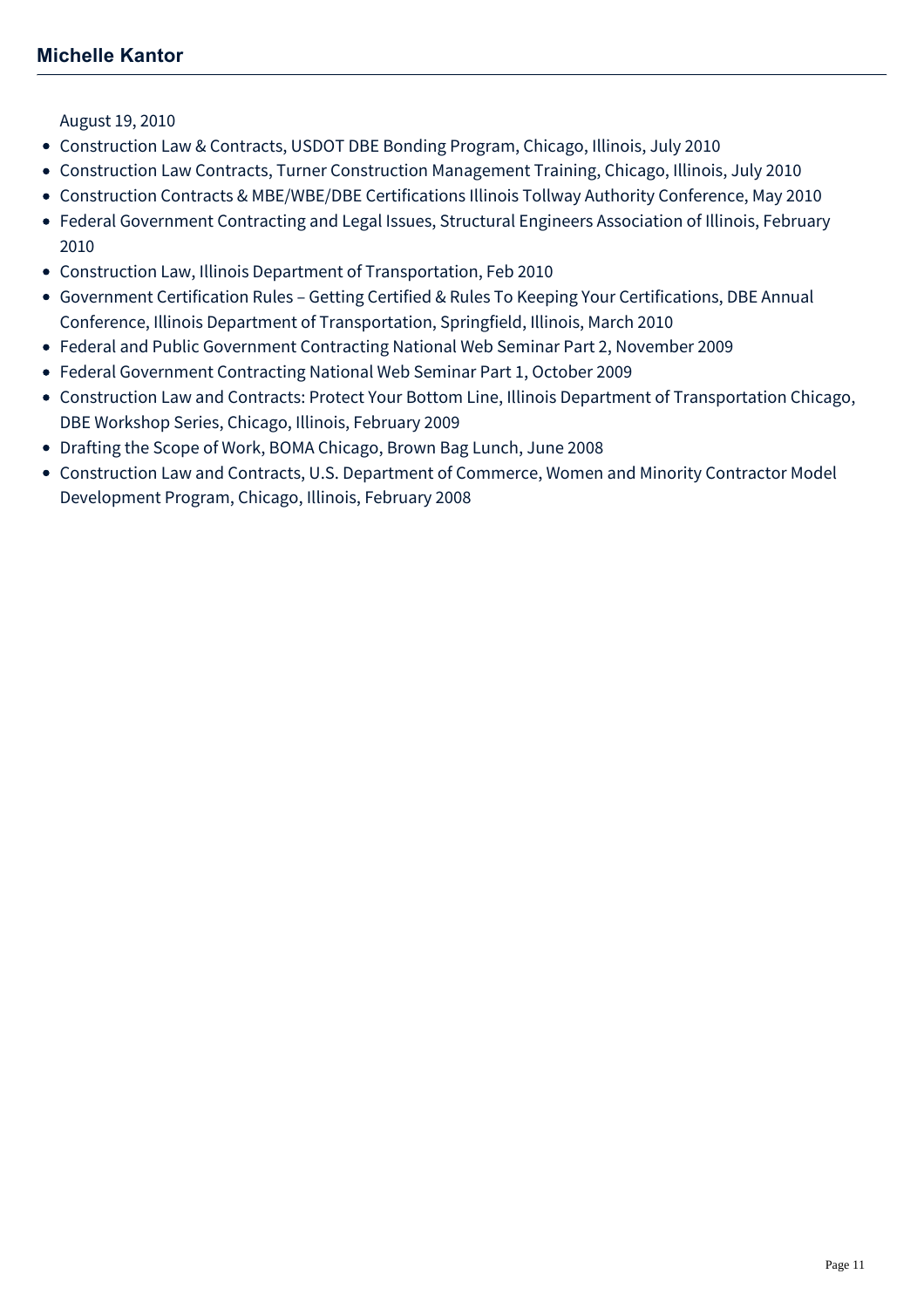August 19, 2010

- Construction Law & Contracts, USDOT DBE Bonding Program, Chicago, Illinois, July 2010
- Construction Law Contracts, Turner Construction Management Training, Chicago, Illinois, July 2010
- Construction Contracts & MBE/WBE/DBE Certifications Illinois Tollway Authority Conference, May 2010
- Federal Government Contracting and Legal Issues, Structural Engineers Association of Illinois, February 2010
- Construction Law, Illinois Department of Transportation, Feb 2010
- Government Certification Rules – Getting Certified & Rules To Keeping Your Certifications, DBE Annual Conference, Illinois Department of Transportation, Springfield, Illinois, March 2010
- Federal and Public Government Contracting National Web Seminar Part 2, November 2009
- Federal Government Contracting National Web Seminar Part 1, October 2009
- Construction Law and Contracts: Protect Your Bottom Line, Illinois Department of Transportation Chicago, DBE Workshop Series, Chicago, Illinois, February 2009
- Drafting the Scope of Work, BOMA Chicago, Brown Bag Lunch, June 2008
- Construction Law and Contracts, U.S. Department of Commerce, Women and Minority Contractor Model Development Program, Chicago, Illinois, February 2008